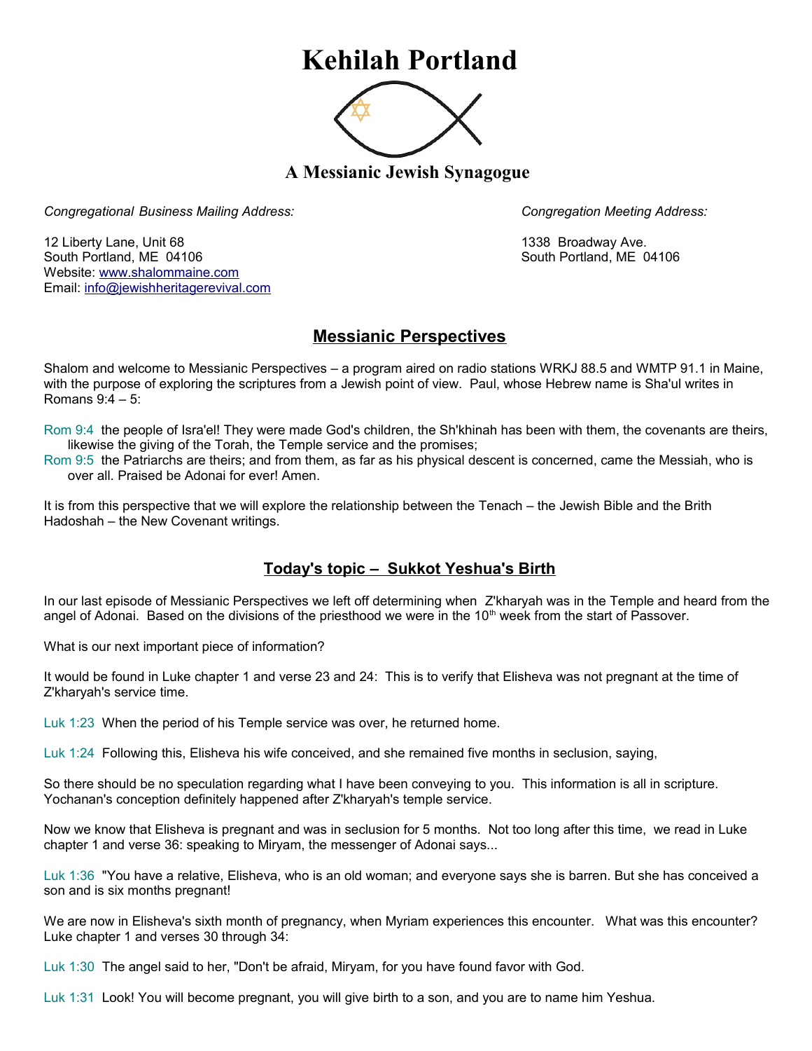# Kehilah Portland

## A Messianic Jewish Synagogue

*Congregational Business Mailing Address:*

12 Liberty Lane, Unit 68
South Portland, ME 04106
Website: www.shalommaine.com
Email: info@jewishheritagerevival.com

*Congregation Meeting Address:*

1338 Broadway Ave.
South Portland, ME 04106

## Messianic Perspectives

Shalom and welcome to Messianic Perspectives – a program aired on radio stations WRKJ 88.5 and WMTP 91.1 in Maine, with the purpose of exploring the scriptures from a Jewish point of view. Paul, whose Hebrew name is Sha'ul writes in Romans 9:4 – 5:

Rom 9:4 the people of Isra'el! They were made God's children, the Sh'khinah has been with them, the covenants are theirs, likewise the giving of the Torah, the Temple service and the promises;
Rom 9:5 the Patriarchs are theirs; and from them, as far as his physical descent is concerned, came the Messiah, who is over all. Praised be Adonai for ever! Amen.

It is from this perspective that we will explore the relationship between the Tenach – the Jewish Bible and the Brith Hadoshah – the New Covenant writings.

## Today's topic – Sukkot Yeshua's Birth

In our last episode of Messianic Perspectives we left off determining when Z'kharyah was in the Temple and heard from the angel of Adonai. Based on the divisions of the priesthood we were in the 10th week from the start of Passover.

What is our next important piece of information?

It would be found in Luke chapter 1 and verse 23 and 24: This is to verify that Elisheva was not pregnant at the time of Z'kharyah's service time.

Luk 1:23 When the period of his Temple service was over, he returned home.

Luk 1:24 Following this, Elisheva his wife conceived, and she remained five months in seclusion, saying,

So there should be no speculation regarding what I have been conveying to you. This information is all in scripture. Yochanan's conception definitely happened after Z'kharyah's temple service.

Now we know that Elisheva is pregnant and was in seclusion for 5 months. Not too long after this time, we read in Luke chapter 1 and verse 36: speaking to Miryam, the messenger of Adonai says...

Luk 1:36 "You have a relative, Elisheva, who is an old woman; and everyone says she is barren. But she has conceived a son and is six months pregnant!

We are now in Elisheva's sixth month of pregnancy, when Myriam experiences this encounter. What was this encounter? Luke chapter 1 and verses 30 through 34:

Luk 1:30 The angel said to her, "Don't be afraid, Miryam, for you have found favor with God.

Luk 1:31 Look! You will become pregnant, you will give birth to a son, and you are to name him Yeshua.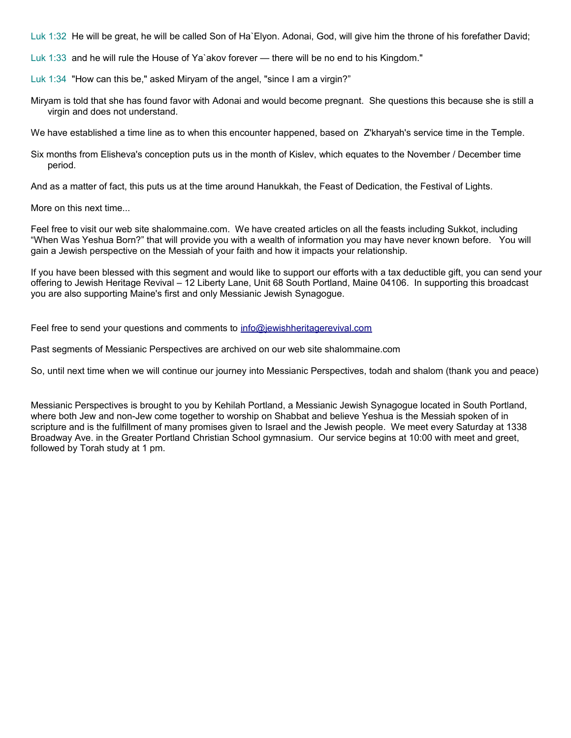Luk 1:32  He will be great, he will be called Son of Ha`Elyon. Adonai, God, will give him the throne of his forefather David;

Luk 1:33  and he will rule the House of Ya`akov forever — there will be no end to his Kingdom."

Luk 1:34  "How can this be," asked Miryam of the angel, "since I am a virgin?"

Miryam is told that she has found favor with Adonai and would become pregnant.  She questions this because she is still a virgin and does not understand.

We have established a time line as to when this encounter happened, based on  Z'kharyah's service time in the Temple.

Six months from Elisheva's conception puts us in the month of Kislev, which equates to the November / December time period.

And as a matter of fact, this puts us at the time around Hanukkah, the Feast of Dedication, the Festival of Lights.

More on this next time...

Feel free to visit our web site shalommaine.com.  We have created articles on all the feasts including Sukkot, including "When Was Yeshua Born?" that will provide you with a wealth of information you may have never known before.   You will gain a Jewish perspective on the Messiah of your faith and how it impacts your relationship.

If you have been blessed with this segment and would like to support our efforts with a tax deductible gift, you can send your offering to Jewish Heritage Revival – 12 Liberty Lane, Unit 68 South Portland, Maine 04106.  In supporting this broadcast you are also supporting Maine's first and only Messianic Jewish Synagogue.

Feel free to send your questions and comments to info@jewishheritagerevival.com

Past segments of Messianic Perspectives are archived on our web site shalommaine.com

So, until next time when we will continue our journey into Messianic Perspectives, todah and shalom (thank you and peace)

Messianic Perspectives is brought to you by Kehilah Portland, a Messianic Jewish Synagogue located in South Portland, where both Jew and non-Jew come together to worship on Shabbat and believe Yeshua is the Messiah spoken of in scripture and is the fulfillment of many promises given to Israel and the Jewish people.  We meet every Saturday at 1338 Broadway Ave. in the Greater Portland Christian School gymnasium.  Our service begins at 10:00 with meet and greet, followed by Torah study at 1 pm.